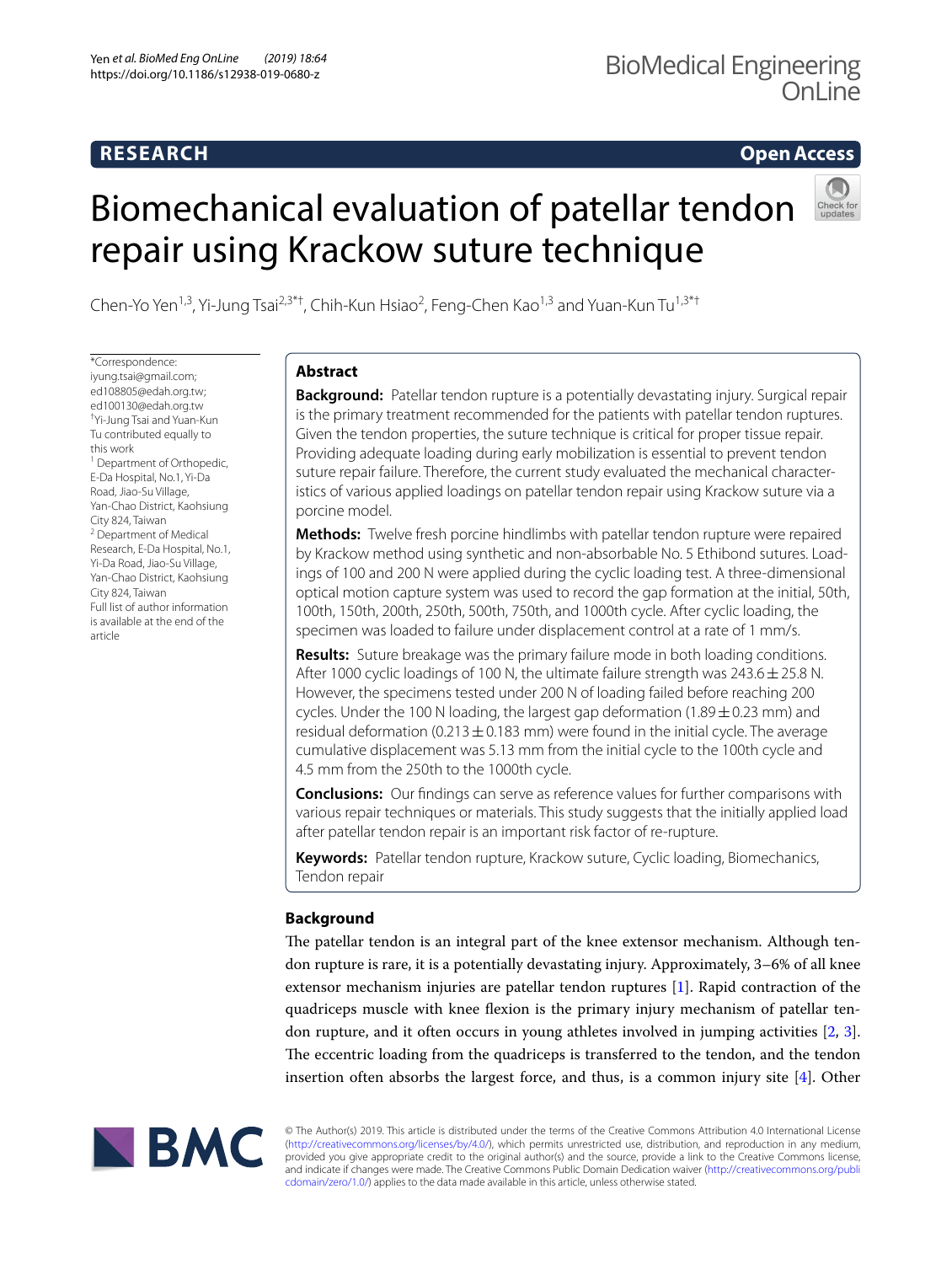RESEARCH

Open Access

# Biomechanical evaluation of patellar tendon repair using Krackow suture technique

Chen-Yo Yen[1,3], Yi-Jung Tsai[2,3*†], Chih-Kun Hsiao[2], Feng-Chen Kao[1,3] and Yuan-Kun Tu[1,3*†]

*Correspondence: iyung.tsai@gmail.com; ed108805@edah.org.tw; ed100130@edah.org.tw

†Yi-Jung Tsai and Yuan-Kun Tu contributed equally to this work

[1] Department of Orthopedic, E-Da Hospital, No.1, Yi-Da Road, Jiao-Su Village, Yan-Chao District, Kaohsiung City 824, Taiwan

[2] Department of Medical Research, E-Da Hospital, No.1, Yi-Da Road, Jiao-Su Village, Yan-Chao District, Kaohsiung City 824, Taiwan

Full list of author information is available at the end of the article

## Abstract

**Background:** Patellar tendon rupture is a potentially devastating injury. Surgical repair is the primary treatment recommended for the patients with patellar tendon ruptures. Given the tendon properties, the suture technique is critical for proper tissue repair. Providing adequate loading during early mobilization is essential to prevent tendon suture repair failure. Therefore, the current study evaluated the mechanical characteristics of various applied loadings on patellar tendon repair using Krackow suture via a porcine model.

**Methods:** Twelve fresh porcine hindlimbs with patellar tendon rupture were repaired by Krackow method using synthetic and non-absorbable No. 5 Ethibond sutures. Loadings of 100 and 200 N were applied during the cyclic loading test. A three-dimensional optical motion capture system was used to record the gap formation at the initial, 50th, 100th, 150th, 200th, 250th, 500th, 750th, and 1000th cycle. After cyclic loading, the specimen was loaded to failure under displacement control at a rate of 1 mm/s.

**Results:** Suture breakage was the primary failure mode in both loading conditions. After 1000 cyclic loadings of 100 N, the ultimate failure strength was 243.6 ± 25.8 N. However, the specimens tested under 200 N of loading failed before reaching 200 cycles. Under the 100 N loading, the largest gap deformation (1.89 ± 0.23 mm) and residual deformation (0.213 ± 0.183 mm) were found in the initial cycle. The average cumulative displacement was 5.13 mm from the initial cycle to the 100th cycle and 4.5 mm from the 250th to the 1000th cycle.

**Conclusions:** Our findings can serve as reference values for further comparisons with various repair techniques or materials. This study suggests that the initially applied load after patellar tendon repair is an important risk factor of re-rupture.

**Keywords:** Patellar tendon rupture, Krackow suture, Cyclic loading, Biomechanics, Tendon repair

## Background

The patellar tendon is an integral part of the knee extensor mechanism. Although tendon rupture is rare, it is a potentially devastating injury. Approximately, 3–6% of all knee extensor mechanism injuries are patellar tendon ruptures [1]. Rapid contraction of the quadriceps muscle with knee flexion is the primary injury mechanism of patellar tendon rupture, and it often occurs in young athletes involved in jumping activities [2, 3]. The eccentric loading from the quadriceps is transferred to the tendon, and the tendon insertion often absorbs the largest force, and thus, is a common injury site [4]. Other

© The Author(s) 2019. This article is distributed under the terms of the Creative Commons Attribution 4.0 International License (http://creativecommons.org/licenses/by/4.0/), which permits unrestricted use, distribution, and reproduction in any medium, provided you give appropriate credit to the original author(s) and the source, provide a link to the Creative Commons license, and indicate if changes were made. The Creative Commons Public Domain Dedication waiver (http://creativecommons.org/publicdomain/zero/1.0/) applies to the data made available in this article, unless otherwise stated.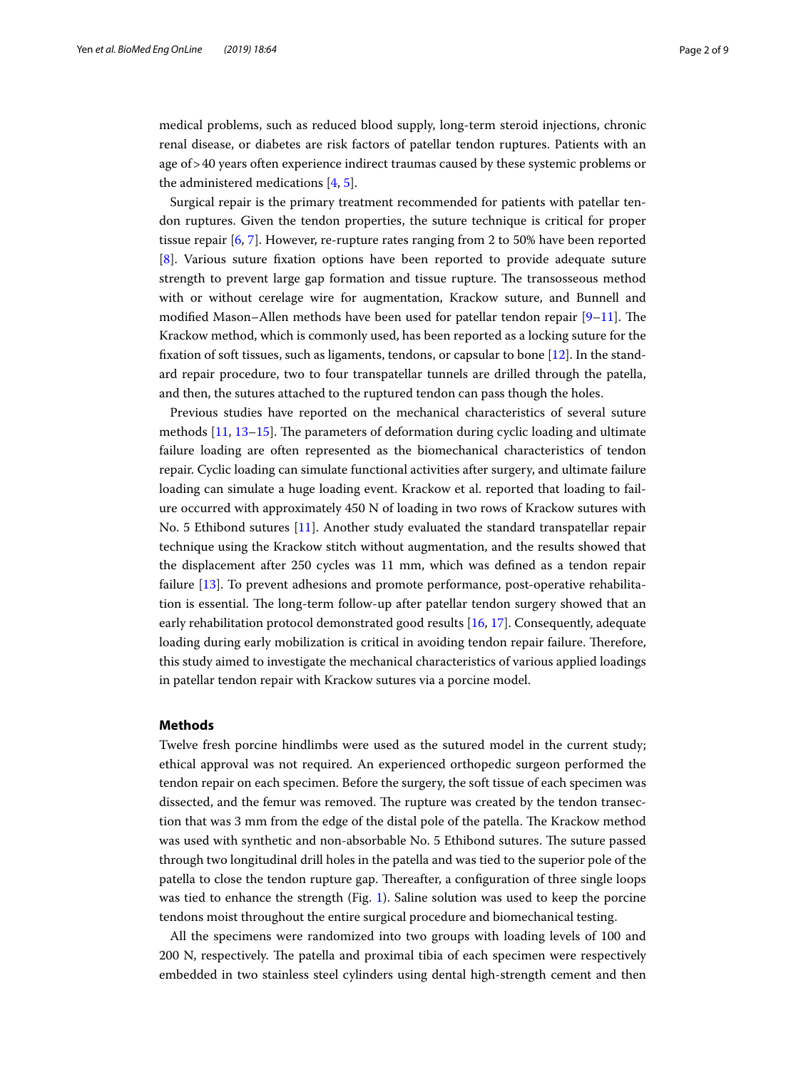medical problems, such as reduced blood supply, long-term steroid injections, chronic renal disease, or diabetes are risk factors of patellar tendon ruptures. Patients with an age of > 40 years often experience indirect traumas caused by these systemic problems or the administered medications [4, 5].

Surgical repair is the primary treatment recommended for patients with patellar tendon ruptures. Given the tendon properties, the suture technique is critical for proper tissue repair [6, 7]. However, re-rupture rates ranging from 2 to 50% have been reported [8]. Various suture fixation options have been reported to provide adequate suture strength to prevent large gap formation and tissue rupture. The transosseous method with or without cerelage wire for augmentation, Krackow suture, and Bunnell and modified Mason–Allen methods have been used for patellar tendon repair [9–11]. The Krackow method, which is commonly used, has been reported as a locking suture for the fixation of soft tissues, such as ligaments, tendons, or capsular to bone [12]. In the standard repair procedure, two to four transpatellar tunnels are drilled through the patella, and then, the sutures attached to the ruptured tendon can pass though the holes.

Previous studies have reported on the mechanical characteristics of several suture methods [11, 13–15]. The parameters of deformation during cyclic loading and ultimate failure loading are often represented as the biomechanical characteristics of tendon repair. Cyclic loading can simulate functional activities after surgery, and ultimate failure loading can simulate a huge loading event. Krackow et al. reported that loading to failure occurred with approximately 450 N of loading in two rows of Krackow sutures with No. 5 Ethibond sutures [11]. Another study evaluated the standard transpatellar repair technique using the Krackow stitch without augmentation, and the results showed that the displacement after 250 cycles was 11 mm, which was defined as a tendon repair failure [13]. To prevent adhesions and promote performance, post-operative rehabilitation is essential. The long-term follow-up after patellar tendon surgery showed that an early rehabilitation protocol demonstrated good results [16, 17]. Consequently, adequate loading during early mobilization is critical in avoiding tendon repair failure. Therefore, this study aimed to investigate the mechanical characteristics of various applied loadings in patellar tendon repair with Krackow sutures via a porcine model.

## Methods

Twelve fresh porcine hindlimbs were used as the sutured model in the current study; ethical approval was not required. An experienced orthopedic surgeon performed the tendon repair on each specimen. Before the surgery, the soft tissue of each specimen was dissected, and the femur was removed. The rupture was created by the tendon transection that was 3 mm from the edge of the distal pole of the patella. The Krackow method was used with synthetic and non-absorbable No. 5 Ethibond sutures. The suture passed through two longitudinal drill holes in the patella and was tied to the superior pole of the patella to close the tendon rupture gap. Thereafter, a configuration of three single loops was tied to enhance the strength (Fig. 1). Saline solution was used to keep the porcine tendons moist throughout the entire surgical procedure and biomechanical testing.

All the specimens were randomized into two groups with loading levels of 100 and 200 N, respectively. The patella and proximal tibia of each specimen were respectively embedded in two stainless steel cylinders using dental high-strength cement and then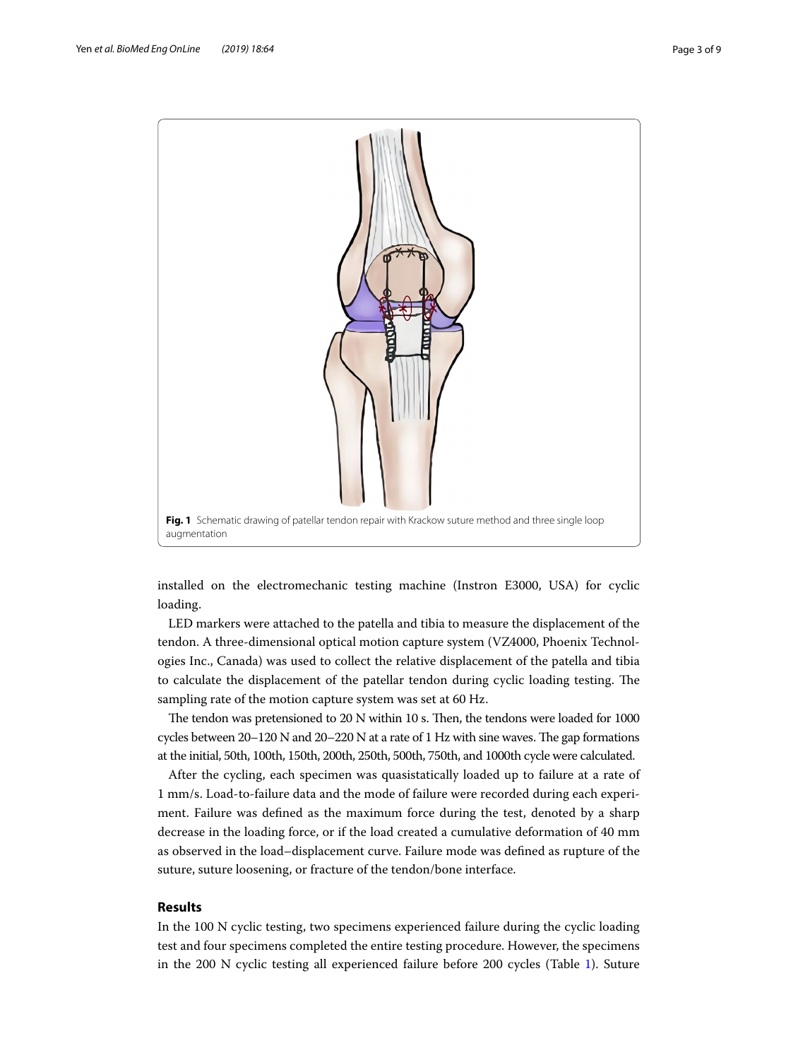**Fig. 1** Schematic drawing of patellar tendon repair with Krackow suture method and three single loop augmentation

installed on the electromechanic testing machine (Instron E3000, USA) for cyclic loading.

LED markers were attached to the patella and tibia to measure the displacement of the tendon. A three-dimensional optical motion capture system (VZ4000, Phoenix Technologies Inc., Canada) was used to collect the relative displacement of the patella and tibia to calculate the displacement of the patellar tendon during cyclic loading testing. The sampling rate of the motion capture system was set at 60 Hz.

The tendon was pretensioned to 20 N within 10 s. Then, the tendons were loaded for 1000 cycles between 20–120 N and 20–220 N at a rate of 1 Hz with sine waves. The gap formations at the initial, 50th, 100th, 150th, 200th, 250th, 500th, 750th, and 1000th cycle were calculated.

After the cycling, each specimen was quasistatically loaded up to failure at a rate of 1 mm/s. Load-to-failure data and the mode of failure were recorded during each experiment. Failure was defined as the maximum force during the test, denoted by a sharp decrease in the loading force, or if the load created a cumulative deformation of 40 mm as observed in the load–displacement curve. Failure mode was defined as rupture of the suture, suture loosening, or fracture of the tendon/bone interface.

## Results

In the 100 N cyclic testing, two specimens experienced failure during the cyclic loading test and four specimens completed the entire testing procedure. However, the specimens in the 200 N cyclic testing all experienced failure before 200 cycles (Table 1). Suture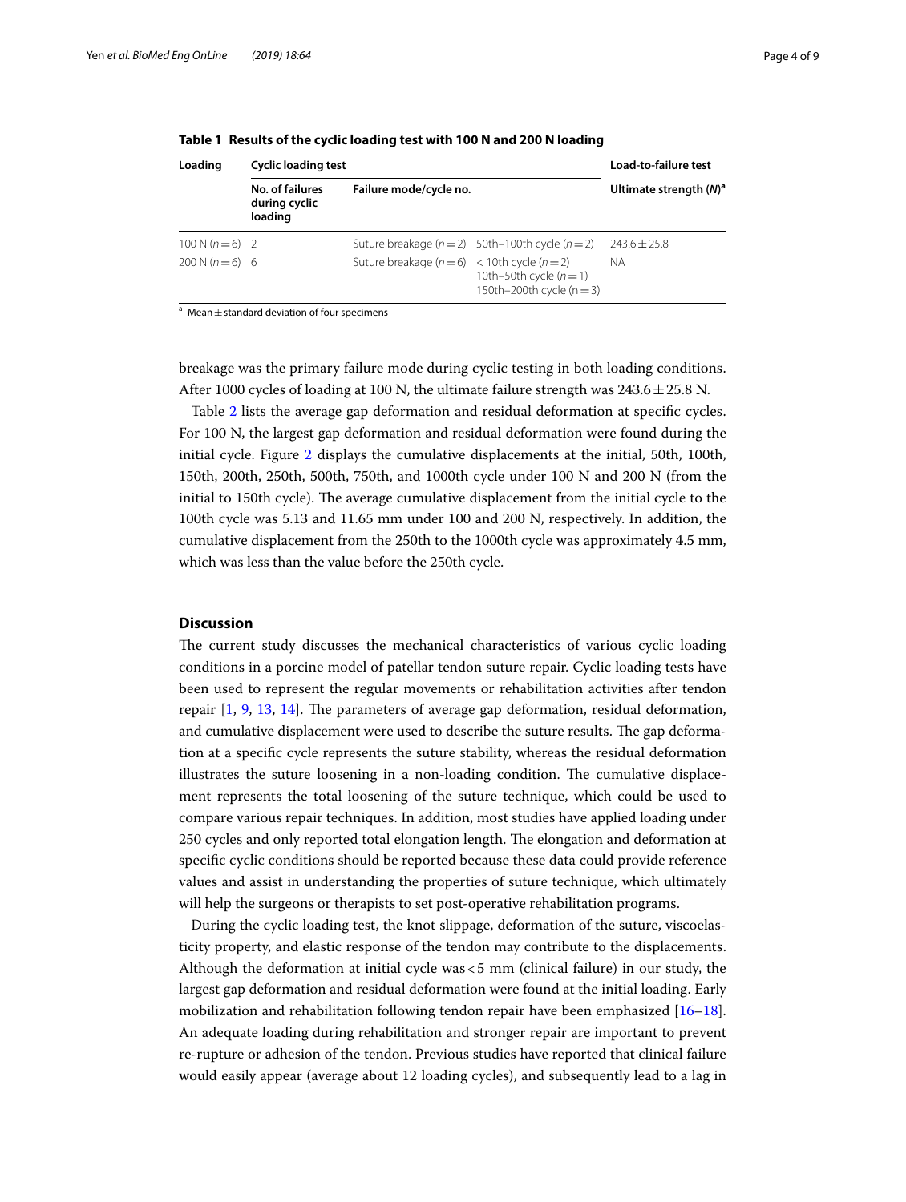**Table 1 Results of the cyclic loading test with 100 N and 200 N loading**

| Loading | Cyclic loading test | | | Load-to-failure test |
|---|---|---|---|---|
| | No. of failures during cyclic loading | Failure mode/cycle no. | | Ultimate strength (*N*)[a] |
| 100 N ($n=6$) | 2 | Suture breakage ($n=2$) | 50th–100th cycle ($n=2$) | 243.6 ± 25.8 |
| 200 N ($n=6$) | 6 | Suture breakage ($n=6$) | < 10th cycle ($n=2$)<br>10th–50th cycle ($n=1$)<br>150th–200th cycle ($n=3$) | NA |

[a] Mean ± standard deviation of four specimens

breakage was the primary failure mode during cyclic testing in both loading conditions. After 1000 cycles of loading at 100 N, the ultimate failure strength was 243.6 ± 25.8 N.

Table 2 lists the average gap deformation and residual deformation at specific cycles. For 100 N, the largest gap deformation and residual deformation were found during the initial cycle. Figure 2 displays the cumulative displacements at the initial, 50th, 100th, 150th, 200th, 250th, 500th, 750th, and 1000th cycle under 100 N and 200 N (from the initial to 150th cycle). The average cumulative displacement from the initial cycle to the 100th cycle was 5.13 and 11.65 mm under 100 and 200 N, respectively. In addition, the cumulative displacement from the 250th to the 1000th cycle was approximately 4.5 mm, which was less than the value before the 250th cycle.

## Discussion

The current study discusses the mechanical characteristics of various cyclic loading conditions in a porcine model of patellar tendon suture repair. Cyclic loading tests have been used to represent the regular movements or rehabilitation activities after tendon repair [1, 9, 13, 14]. The parameters of average gap deformation, residual deformation, and cumulative displacement were used to describe the suture results. The gap deformation at a specific cycle represents the suture stability, whereas the residual deformation illustrates the suture loosening in a non-loading condition. The cumulative displacement represents the total loosening of the suture technique, which could be used to compare various repair techniques. In addition, most studies have applied loading under 250 cycles and only reported total elongation length. The elongation and deformation at specific cyclic conditions should be reported because these data could provide reference values and assist in understanding the properties of suture technique, which ultimately will help the surgeons or therapists to set post-operative rehabilitation programs.

During the cyclic loading test, the knot slippage, deformation of the suture, viscoelasticity property, and elastic response of the tendon may contribute to the displacements. Although the deformation at initial cycle was < 5 mm (clinical failure) in our study, the largest gap deformation and residual deformation were found at the initial loading. Early mobilization and rehabilitation following tendon repair have been emphasized [16–18]. An adequate loading during rehabilitation and stronger repair are important to prevent re-rupture or adhesion of the tendon. Previous studies have reported that clinical failure would easily appear (average about 12 loading cycles), and subsequently lead to a lag in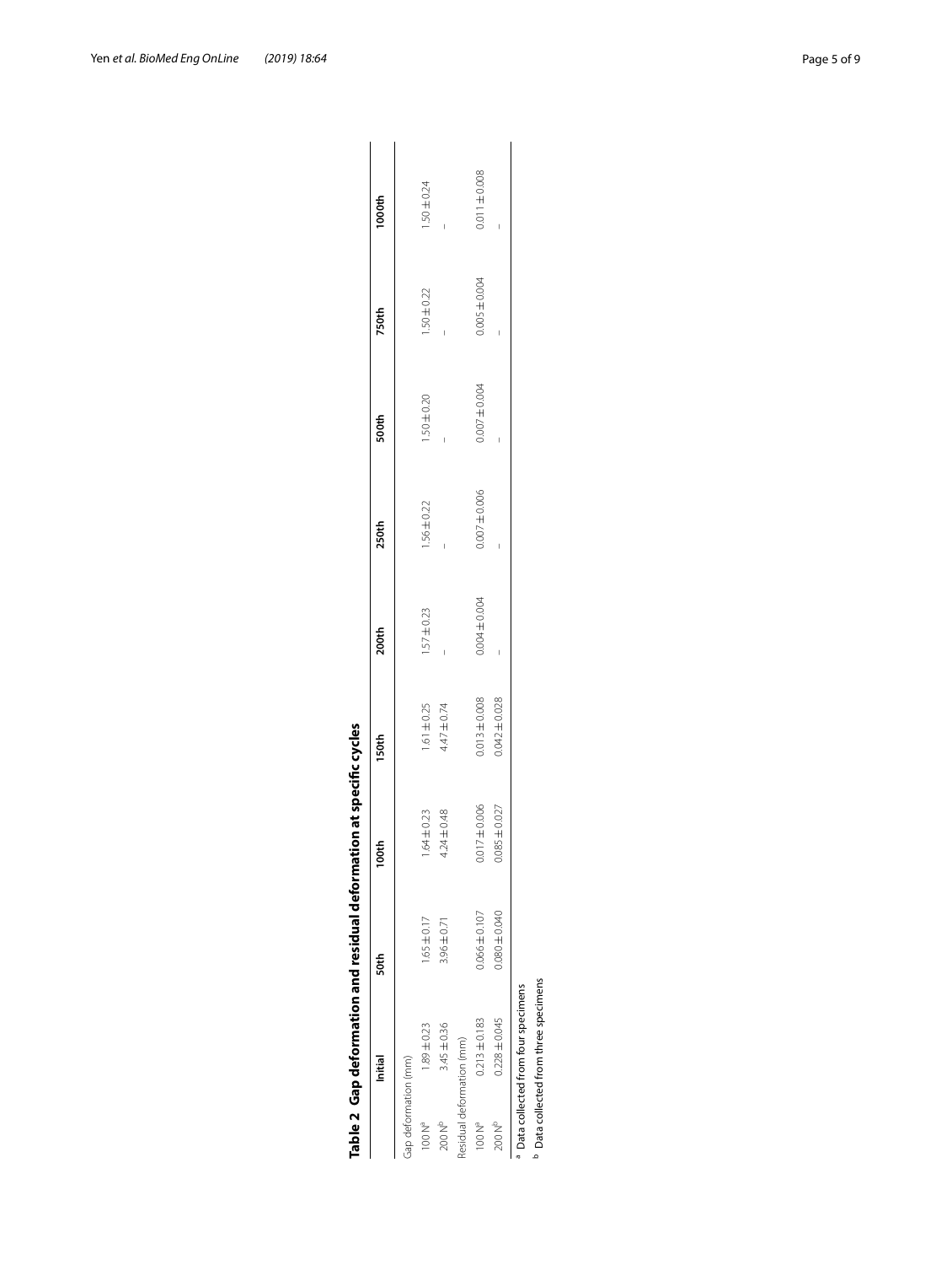**Table 2 Gap deformation and residual deformation at specific cycles**

| | Initial | 50th | 100th | 150th | 200th | 250th | 500th | 750th | 1000th |
|---|---|---|---|---|---|---|---|---|---|
| Gap deformation (mm) | | | | | | | | | |
| 100 N[a] | 1.89 ± 0.23 | 1.65 ± 0.17 | 1.64 ± 0.23 | 1.61 ± 0.25 | 1.57 ± 0.23 | 1.56 ± 0.22 | 1.50 ± 0.20 | 1.50 ± 0.22 | 1.50 ± 0.24 |
| 200 N[b] | 3.45 ± 0.36 | 3.96 ± 0.71 | 4.24 ± 0.48 | 4.47 ± 0.74 | – | – | – | – | – |
| Residual deformation (mm) | | | | | | | | | |
| 100 N[a] | 0.213 ± 0.183 | 0.066 ± 0.107 | 0.017 ± 0.006 | 0.013 ± 0.008 | 0.004 ± 0.004 | 0.007 ± 0.006 | 0.007 ± 0.004 | 0.005 ± 0.004 | 0.011 ± 0.008 |
| 200 N[b] | 0.228 ± 0.045 | 0.080 ± 0.040 | 0.085 ± 0.027 | 0.042 ± 0.028 | – | – | – | – | – |

[a] Data collected from four specimens

[b] Data collected from three specimens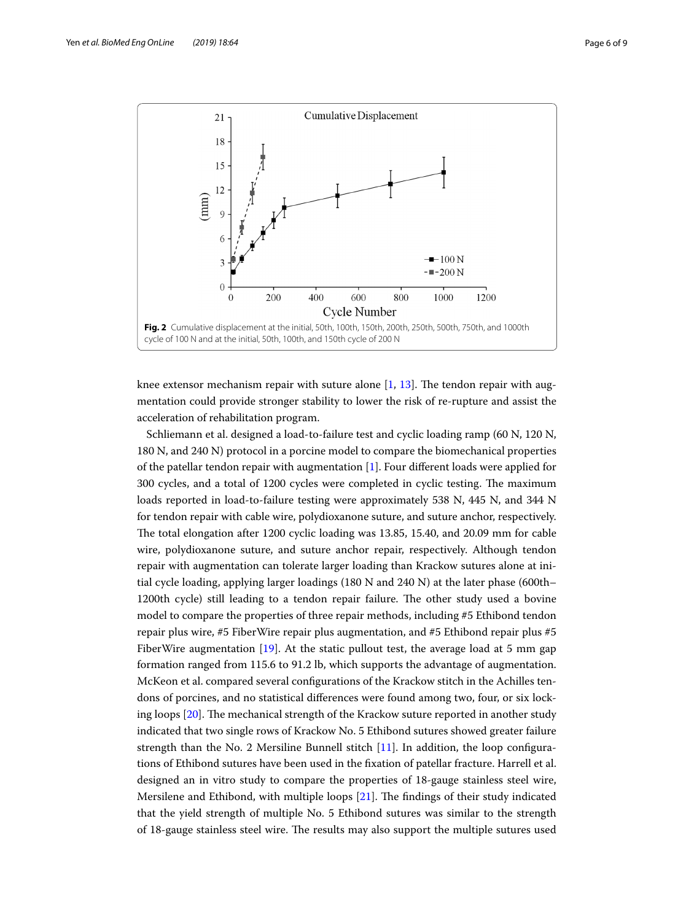**Fig. 2** Cumulative displacement at the initial, 50th, 100th, 150th, 200th, 250th, 500th, 750th, and 1000th cycle of 100 N and at the initial, 50th, 100th, and 150th cycle of 200 N

knee extensor mechanism repair with suture alone [1, 13]. The tendon repair with augmentation could provide stronger stability to lower the risk of re-rupture and assist the acceleration of rehabilitation program.

Schliemann et al. designed a load-to-failure test and cyclic loading ramp (60 N, 120 N, 180 N, and 240 N) protocol in a porcine model to compare the biomechanical properties of the patellar tendon repair with augmentation [1]. Four different loads were applied for 300 cycles, and a total of 1200 cycles were completed in cyclic testing. The maximum loads reported in load-to-failure testing were approximately 538 N, 445 N, and 344 N for tendon repair with cable wire, polydioxanone suture, and suture anchor, respectively. The total elongation after 1200 cyclic loading was 13.85, 15.40, and 20.09 mm for cable wire, polydioxanone suture, and suture anchor repair, respectively. Although tendon repair with augmentation can tolerate larger loading than Krackow sutures alone at initial cycle loading, applying larger loadings (180 N and 240 N) at the later phase (600th–1200th cycle) still leading to a tendon repair failure. The other study used a bovine model to compare the properties of three repair methods, including #5 Ethibond tendon repair plus wire, #5 FiberWire repair plus augmentation, and #5 Ethibond repair plus #5 FiberWire augmentation [19]. At the static pullout test, the average load at 5 mm gap formation ranged from 115.6 to 91.2 lb, which supports the advantage of augmentation. McKeon et al. compared several configurations of the Krackow stitch in the Achilles tendons of porcines, and no statistical differences were found among two, four, or six locking loops [20]. The mechanical strength of the Krackow suture reported in another study indicated that two single rows of Krackow No. 5 Ethibond sutures showed greater failure strength than the No. 2 Mersiline Bunnell stitch [11]. In addition, the loop configurations of Ethibond sutures have been used in the fixation of patellar fracture. Harrell et al. designed an in vitro study to compare the properties of 18-gauge stainless steel wire, Mersilene and Ethibond, with multiple loops [21]. The findings of their study indicated that the yield strength of multiple No. 5 Ethibond sutures was similar to the strength of 18-gauge stainless steel wire. The results may also support the multiple sutures used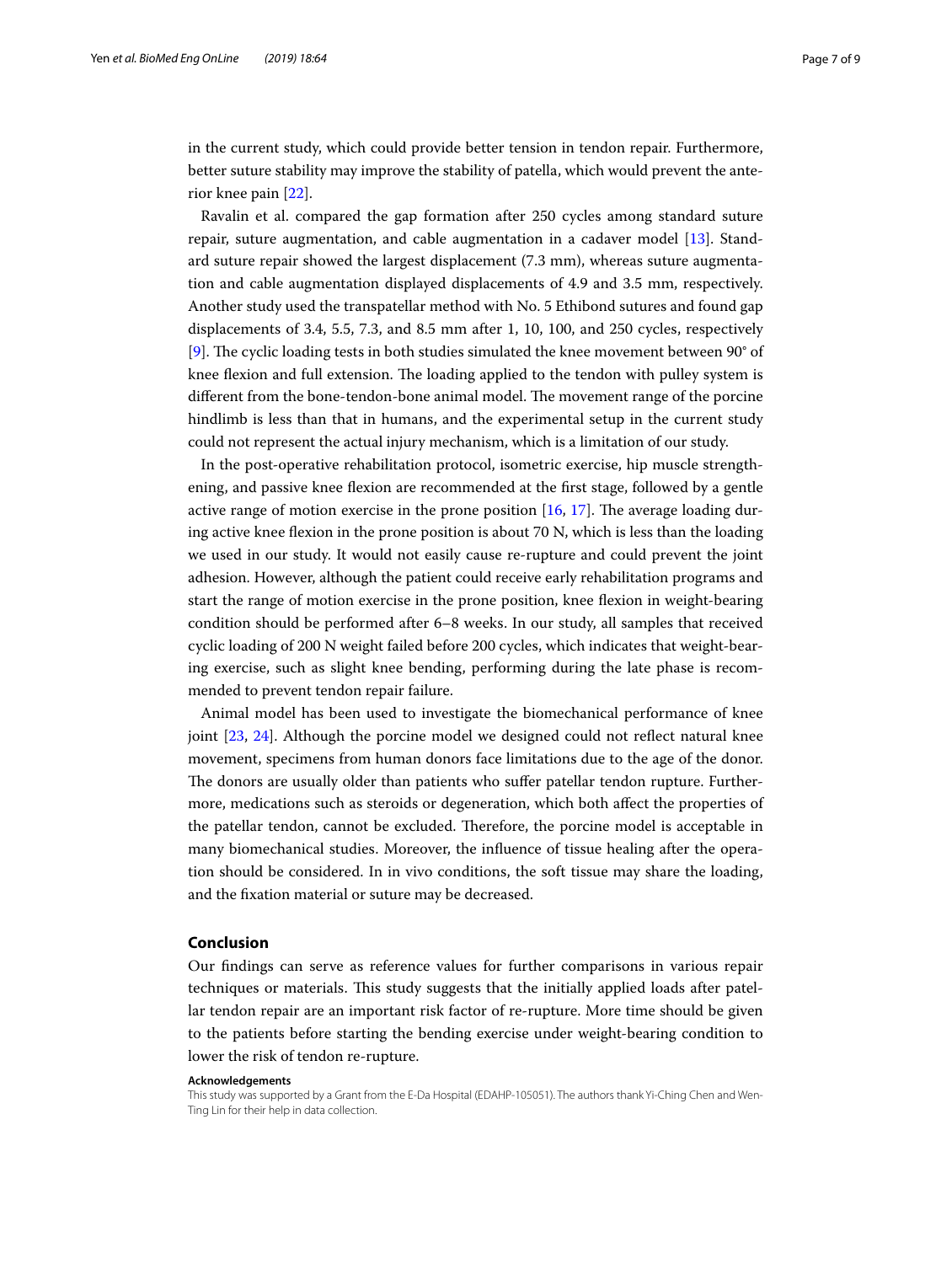in the current study, which could provide better tension in tendon repair. Furthermore, better suture stability may improve the stability of patella, which would prevent the anterior knee pain [22].

Ravalin et al. compared the gap formation after 250 cycles among standard suture repair, suture augmentation, and cable augmentation in a cadaver model [13]. Standard suture repair showed the largest displacement (7.3 mm), whereas suture augmentation and cable augmentation displayed displacements of 4.9 and 3.5 mm, respectively. Another study used the transpatellar method with No. 5 Ethibond sutures and found gap displacements of 3.4, 5.5, 7.3, and 8.5 mm after 1, 10, 100, and 250 cycles, respectively [9]. The cyclic loading tests in both studies simulated the knee movement between 90° of knee flexion and full extension. The loading applied to the tendon with pulley system is different from the bone-tendon-bone animal model. The movement range of the porcine hindlimb is less than that in humans, and the experimental setup in the current study could not represent the actual injury mechanism, which is a limitation of our study.

In the post-operative rehabilitation protocol, isometric exercise, hip muscle strengthening, and passive knee flexion are recommended at the first stage, followed by a gentle active range of motion exercise in the prone position [16, 17]. The average loading during active knee flexion in the prone position is about 70 N, which is less than the loading we used in our study. It would not easily cause re-rupture and could prevent the joint adhesion. However, although the patient could receive early rehabilitation programs and start the range of motion exercise in the prone position, knee flexion in weight-bearing condition should be performed after 6–8 weeks. In our study, all samples that received cyclic loading of 200 N weight failed before 200 cycles, which indicates that weight-bearing exercise, such as slight knee bending, performing during the late phase is recommended to prevent tendon repair failure.

Animal model has been used to investigate the biomechanical performance of knee joint [23, 24]. Although the porcine model we designed could not reflect natural knee movement, specimens from human donors face limitations due to the age of the donor. The donors are usually older than patients who suffer patellar tendon rupture. Furthermore, medications such as steroids or degeneration, which both affect the properties of the patellar tendon, cannot be excluded. Therefore, the porcine model is acceptable in many biomechanical studies. Moreover, the influence of tissue healing after the operation should be considered. In in vivo conditions, the soft tissue may share the loading, and the fixation material or suture may be decreased.

## Conclusion

Our findings can serve as reference values for further comparisons in various repair techniques or materials. This study suggests that the initially applied loads after patellar tendon repair are an important risk factor of re-rupture. More time should be given to the patients before starting the bending exercise under weight-bearing condition to lower the risk of tendon re-rupture.

**Acknowledgements**

This study was supported by a Grant from the E-Da Hospital (EDAHP-105051). The authors thank Yi-Ching Chen and Wen-Ting Lin for their help in data collection.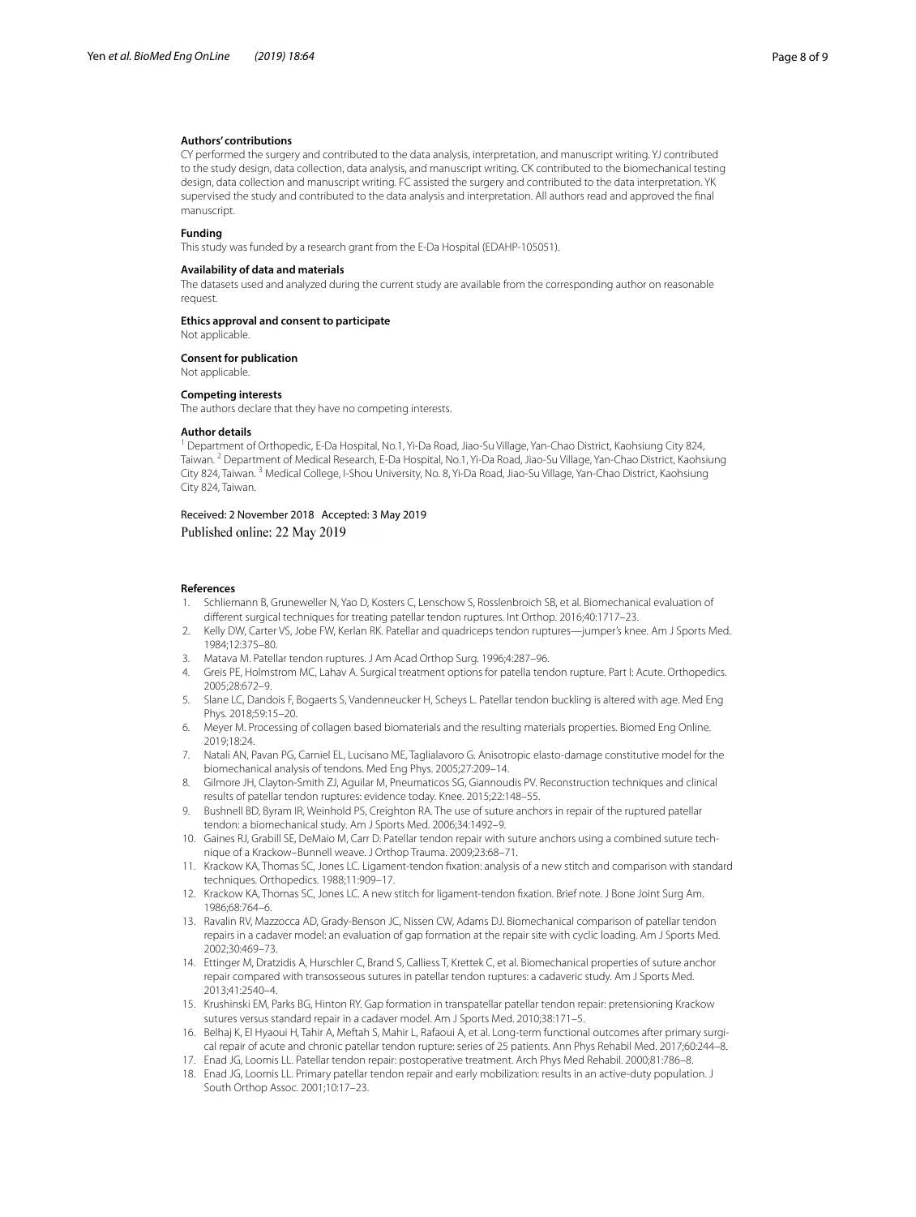#### Authors' contributions

CY performed the surgery and contributed to the data analysis, interpretation, and manuscript writing. YJ contributed to the study design, data collection, data analysis, and manuscript writing. CK contributed to the biomechanical testing design, data collection and manuscript writing. FC assisted the surgery and contributed to the data interpretation. YK supervised the study and contributed to the data analysis and interpretation. All authors read and approved the final manuscript.

#### Funding

This study was funded by a research grant from the E-Da Hospital (EDAHP-105051).

#### Availability of data and materials

The datasets used and analyzed during the current study are available from the corresponding author on reasonable request.

#### Ethics approval and consent to participate

Not applicable.

#### Consent for publication

Not applicable.

#### Competing interests

The authors declare that they have no competing interests.

#### Author details

[1] Department of Orthopedic, E-Da Hospital, No.1, Yi-Da Road, Jiao-Su Village, Yan-Chao District, Kaohsiung City 824, Taiwan. [2] Department of Medical Research, E-Da Hospital, No.1, Yi-Da Road, Jiao-Su Village, Yan-Chao District, Kaohsiung City 824, Taiwan. [3] Medical College, I-Shou University, No. 8, Yi-Da Road, Jiao-Su Village, Yan-Chao District, Kaohsiung City 824, Taiwan.

Received: 2 November 2018 Accepted: 3 May 2019
Published online: 22 May 2019

#### References

1. Schliemann B, Gruneweller N, Yao D, Kosters C, Lenschow S, Rosslenbroich SB, et al. Biomechanical evaluation of different surgical techniques for treating patellar tendon ruptures. Int Orthop. 2016;40:1717–23.
2. Kelly DW, Carter VS, Jobe FW, Kerlan RK. Patellar and quadriceps tendon ruptures—jumper's knee. Am J Sports Med. 1984;12:375–80.
3. Matava M. Patellar tendon ruptures. J Am Acad Orthop Surg. 1996;4:287–96.
4. Greis PE, Holmstrom MC, Lahav A. Surgical treatment options for patella tendon rupture. Part I: Acute. Orthopedics. 2005;28:672–9.
5. Slane LC, Dandois F, Bogaerts S, Vandenneucker H, Scheys L. Patellar tendon buckling is altered with age. Med Eng Phys. 2018;59:15–20.
6. Meyer M. Processing of collagen based biomaterials and the resulting materials properties. Biomed Eng Online. 2019;18:24.
7. Natali AN, Pavan PG, Carniel EL, Lucisano ME, Taglialavoro G. Anisotropic elasto-damage constitutive model for the biomechanical analysis of tendons. Med Eng Phys. 2005;27:209–14.
8. Gilmore JH, Clayton-Smith ZJ, Aguilar M, Pneumaticos SG, Giannoudis PV. Reconstruction techniques and clinical results of patellar tendon ruptures: evidence today. Knee. 2015;22:148–55.
9. Bushnell BD, Byram IR, Weinhold PS, Creighton RA. The use of suture anchors in repair of the ruptured patellar tendon: a biomechanical study. Am J Sports Med. 2006;34:1492–9.
10. Gaines RJ, Grabill SE, DeMaio M, Carr D. Patellar tendon repair with suture anchors using a combined suture technique of a Krackow–Bunnell weave. J Orthop Trauma. 2009;23:68–71.
11. Krackow KA, Thomas SC, Jones LC. Ligament-tendon fixation: analysis of a new stitch and comparison with standard techniques. Orthopedics. 1988;11:909–17.
12. Krackow KA, Thomas SC, Jones LC. A new stitch for ligament-tendon fixation. Brief note. J Bone Joint Surg Am. 1986;68:764–6.
13. Ravalin RV, Mazzocca AD, Grady-Benson JC, Nissen CW, Adams DJ. Biomechanical comparison of patellar tendon repairs in a cadaver model: an evaluation of gap formation at the repair site with cyclic loading. Am J Sports Med. 2002;30:469–73.
14. Ettinger M, Dratzidis A, Hurschler C, Brand S, Calliess T, Krettek C, et al. Biomechanical properties of suture anchor repair compared with transosseous sutures in patellar tendon ruptures: a cadaveric study. Am J Sports Med. 2013;41:2540–4.
15. Krushinski EM, Parks BG, Hinton RY. Gap formation in transpatellar patellar tendon repair: pretensioning Krackow sutures versus standard repair in a cadaver model. Am J Sports Med. 2010;38:171–5.
16. Belhaj K, El Hyaoui H, Tahir A, Meftah S, Mahir L, Rafaoui A, et al. Long-term functional outcomes after primary surgical repair of acute and chronic patellar tendon rupture: series of 25 patients. Ann Phys Rehabil Med. 2017;60:244–8.
17. Enad JG, Loomis LL. Patellar tendon repair: postoperative treatment. Arch Phys Med Rehabil. 2000;81:786–8.
18. Enad JG, Loomis LL. Primary patellar tendon repair and early mobilization: results in an active-duty population. J South Orthop Assoc. 2001;10:17–23.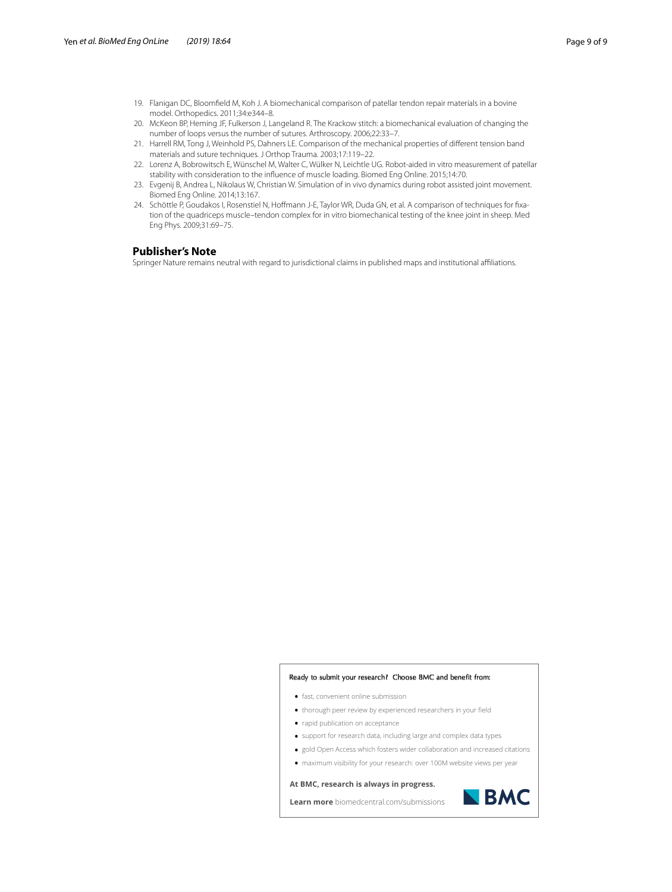19. Flanigan DC, Bloomfield M, Koh J. A biomechanical comparison of patellar tendon repair materials in a bovine model. Orthopedics. 2011;34:e344–8.
20. McKeon BP, Heming JF, Fulkerson J, Langeland R. The Krackow stitch: a biomechanical evaluation of changing the number of loops versus the number of sutures. Arthroscopy. 2006;22:33–7.
21. Harrell RM, Tong J, Weinhold PS, Dahners LE. Comparison of the mechanical properties of different tension band materials and suture techniques. J Orthop Trauma. 2003;17:119–22.
22. Lorenz A, Bobrowitsch E, Wünschel M, Walter C, Wülker N, Leichtle UG. Robot-aided in vitro measurement of patellar stability with consideration to the influence of muscle loading. Biomed Eng Online. 2015;14:70.
23. Evgenij B, Andrea L, Nikolaus W, Christian W. Simulation of in vivo dynamics during robot assisted joint movement. Biomed Eng Online. 2014;13:167.
24. Schöttle P, Goudakos I, Rosenstiel N, Hoffmann J-E, Taylor WR, Duda GN, et al. A comparison of techniques for fixation of the quadriceps muscle–tendon complex for in vitro biomechanical testing of the knee joint in sheep. Med Eng Phys. 2009;31:69–75.

## Publisher's Note

Springer Nature remains neutral with regard to jurisdictional claims in published maps and institutional affiliations.

Ready to submit your research? Choose BMC and benefit from:

- fast, convenient online submission
- thorough peer review by experienced researchers in your field
- rapid publication on acceptance
- support for research data, including large and complex data types
- gold Open Access which fosters wider collaboration and increased citations
- maximum visibility for your research: over 100M website views per year

**At BMC, research is always in progress.**

**Learn more** biomedcentral.com/submissions

BMC